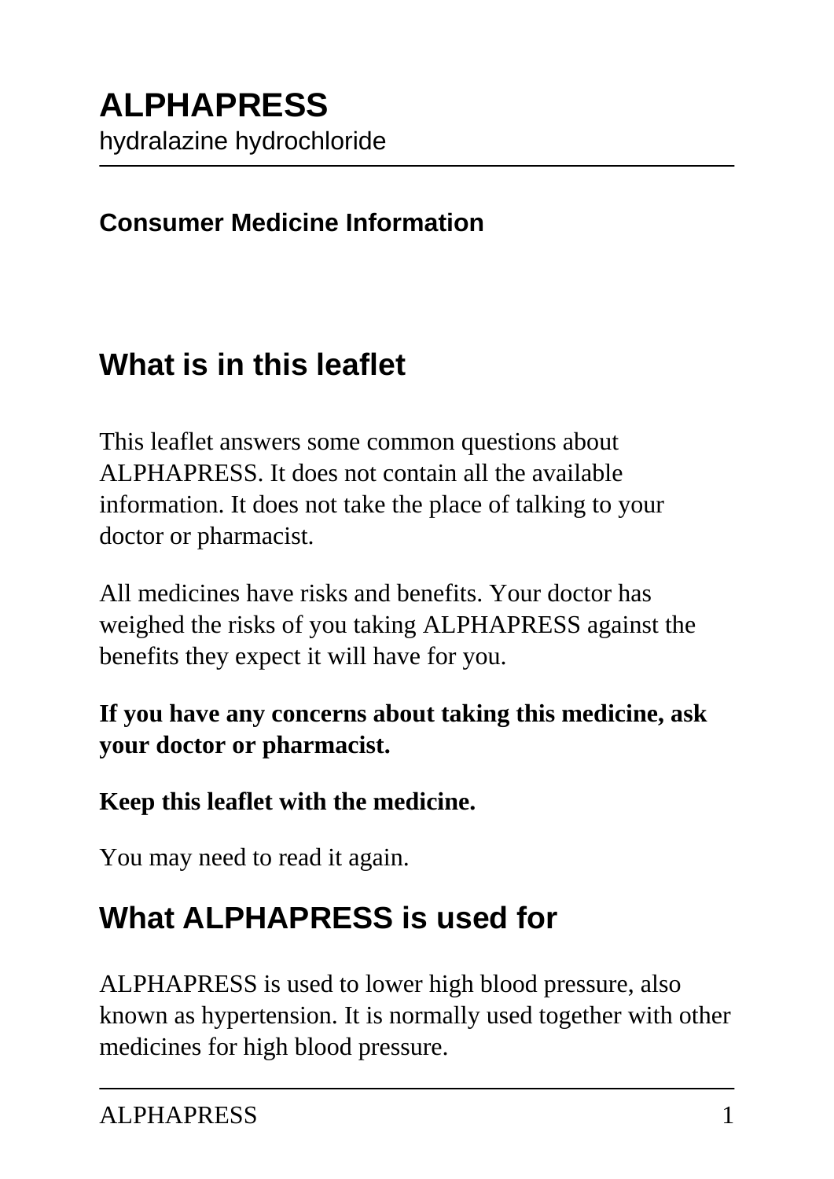# ALPHAPRESS

hydralazine hydrochloride

**Consumer Medicine Information**

## What is in this leaflet

This leaflet answers some common questions about ALPHAPRESS. It does not contain all the available information. It does not take the place of talking to your doctor or pharmacist.

All medicines have risks and benefits. Your doctor has weighed the risks of you taking ALPHAPRESS against the benefits they expect it will have for you.

**If you have any concerns about taking this medicine, ask your doctor or pharmacist.**

**Keep this leaflet with the medicine.**

You may need to read it again.

## What ALPHAPRESS is used for

ALPHAPRESS is used to lower high blood pressure, also known as hypertension. It is normally used together with other medicines for high blood pressure.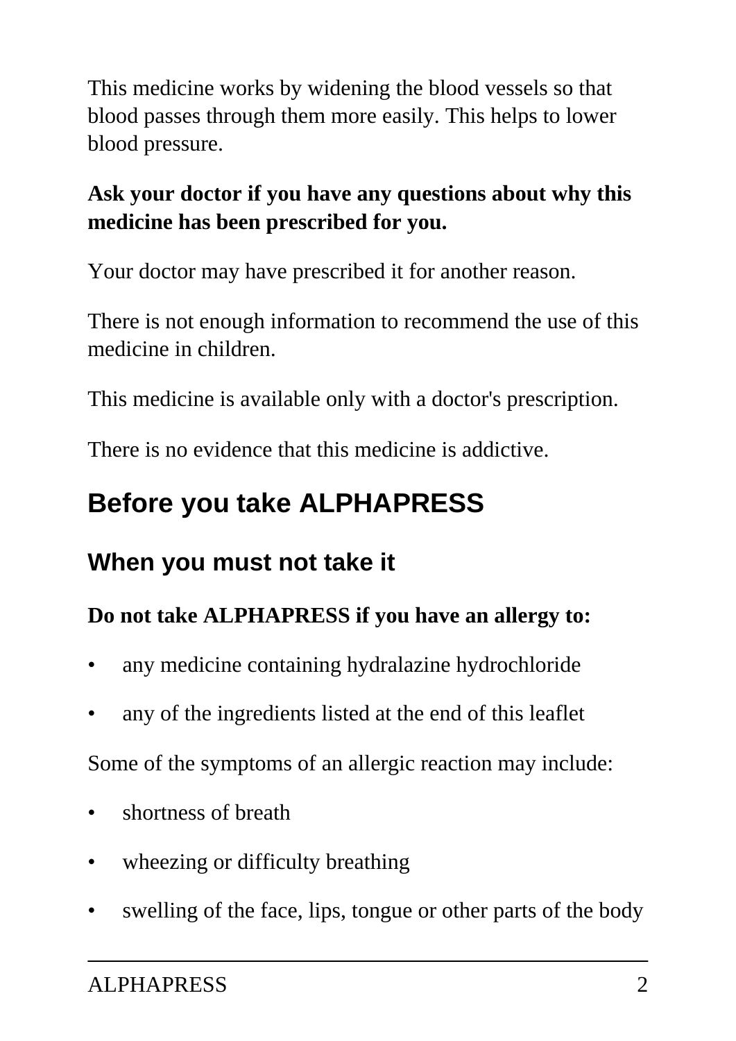This medicine works by widening the blood vessels so that blood passes through them more easily. This helps to lower blood pressure.

**Ask your doctor if you have any questions about why this medicine has been prescribed for you.**

Your doctor may have prescribed it for another reason.

There is not enough information to recommend the use of this medicine in children.

This medicine is available only with a doctor's prescription.

There is no evidence that this medicine is addictive.

## Before you take ALPHAPRESS

### When you must not take it

**Do not take ALPHAPRESS if you have an allergy to:**

- any medicine containing hydralazine hydrochloride
- any of the ingredients listed at the end of this leaflet

Some of the symptoms of an allergic reaction may include:

- shortness of breath
- wheezing or difficulty breathing
- swelling of the face, lips, tongue or other parts of the body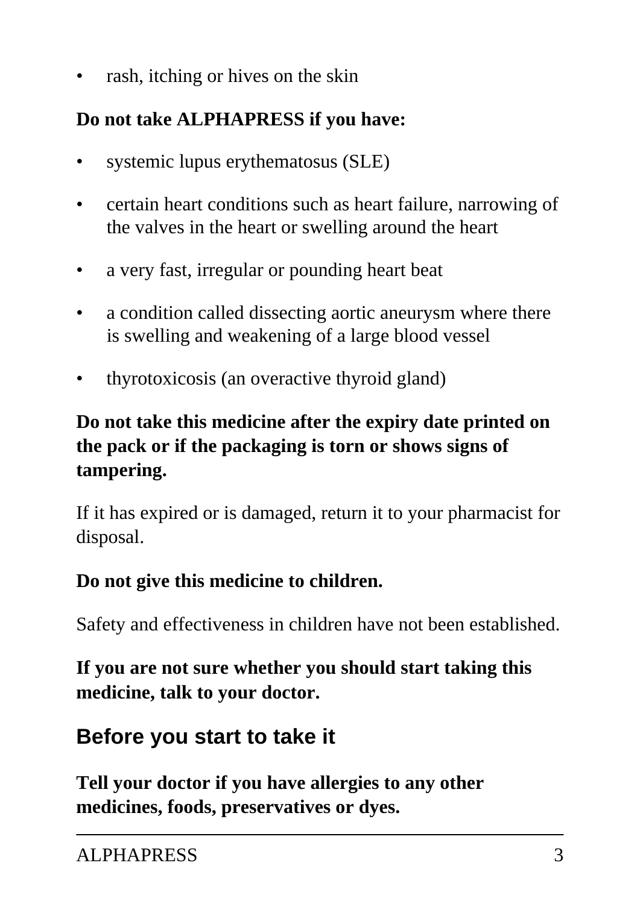- rash, itching or hives on the skin

**Do not take ALPHAPRESS if you have:**

- systemic lupus erythematosus (SLE)
- certain heart conditions such as heart failure, narrowing of the valves in the heart or swelling around the heart
- a very fast, irregular or pounding heart beat
- a condition called dissecting aortic aneurysm where there is swelling and weakening of a large blood vessel
- thyrotoxicosis (an overactive thyroid gland)

**Do not take this medicine after the expiry date printed on the pack or if the packaging is torn or shows signs of tampering.**

If it has expired or is damaged, return it to your pharmacist for disposal.

**Do not give this medicine to children.**

Safety and effectiveness in children have not been established.

**If you are not sure whether you should start taking this medicine, talk to your doctor.**

## Before you start to take it

**Tell your doctor if you have allergies to any other medicines, foods, preservatives or dyes.**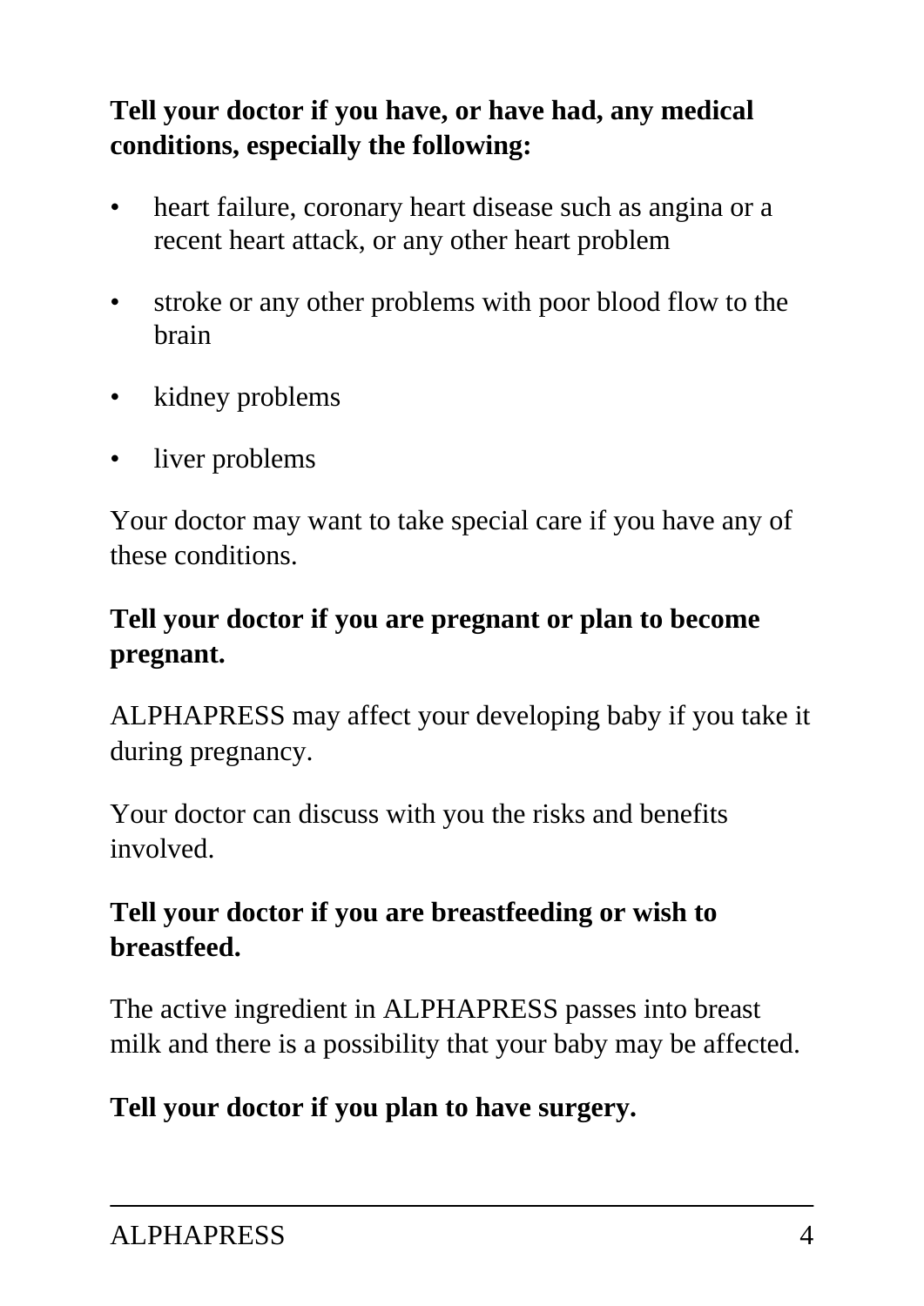**Tell your doctor if you have, or have had, any medical conditions, especially the following:**

- heart failure, coronary heart disease such as angina or a recent heart attack, or any other heart problem
- stroke or any other problems with poor blood flow to the brain
- kidney problems
- liver problems

Your doctor may want to take special care if you have any of these conditions.

**Tell your doctor if you are pregnant or plan to become pregnant.**

ALPHAPRESS may affect your developing baby if you take it during pregnancy.

Your doctor can discuss with you the risks and benefits involved.

**Tell your doctor if you are breastfeeding or wish to breastfeed.**

The active ingredient in ALPHAPRESS passes into breast milk and there is a possibility that your baby may be affected.

**Tell your doctor if you plan to have surgery.**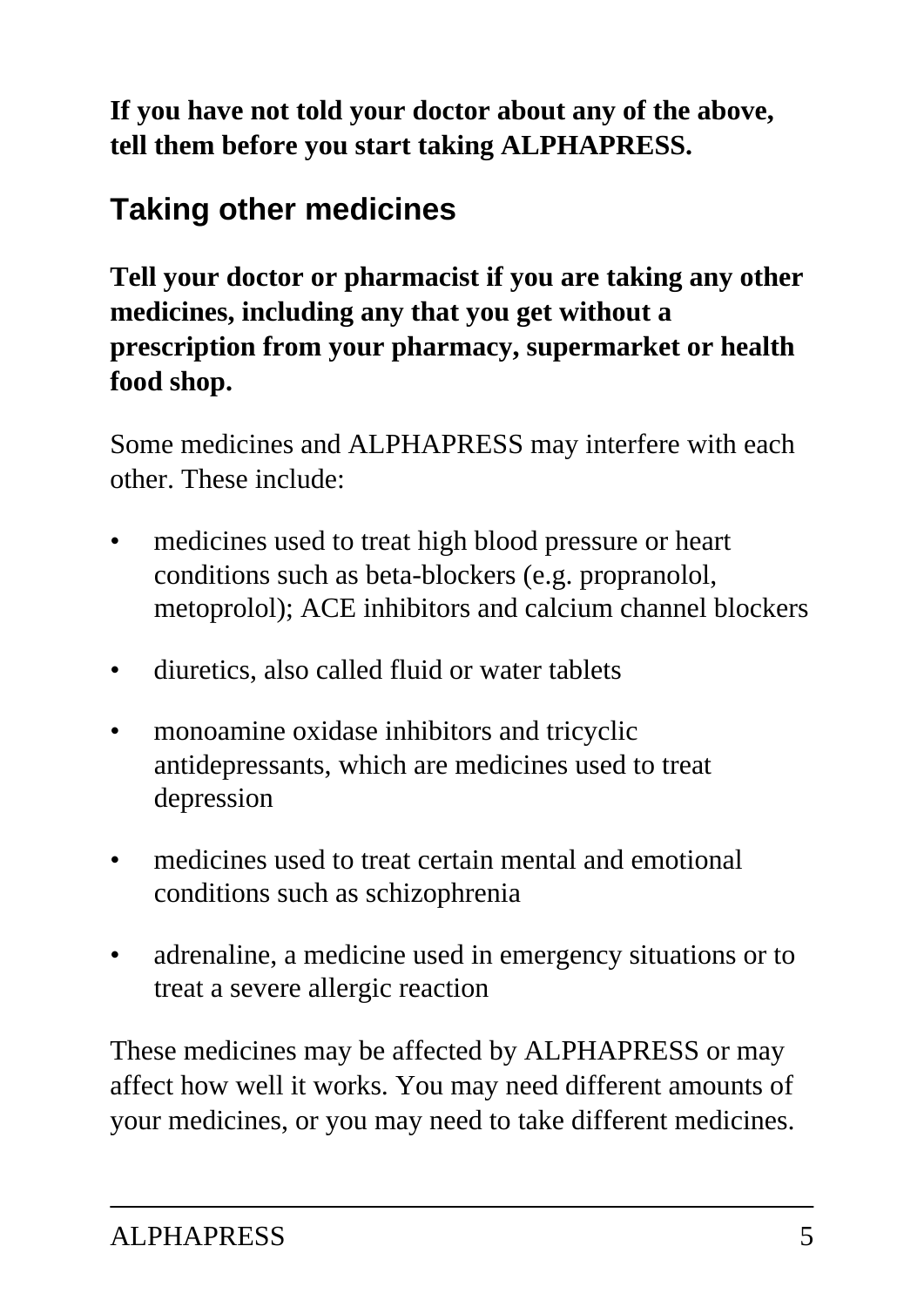**If you have not told your doctor about any of the above, tell them before you start taking ALPHAPRESS.**

## Taking other medicines

**Tell your doctor or pharmacist if you are taking any other medicines, including any that you get without a prescription from your pharmacy, supermarket or health food shop.**

Some medicines and ALPHAPRESS may interfere with each other. These include:

- medicines used to treat high blood pressure or heart conditions such as beta-blockers (e.g. propranolol, metoprolol); ACE inhibitors and calcium channel blockers
- diuretics, also called fluid or water tablets
- monoamine oxidase inhibitors and tricyclic antidepressants, which are medicines used to treat depression
- medicines used to treat certain mental and emotional conditions such as schizophrenia
- adrenaline, a medicine used in emergency situations or to treat a severe allergic reaction

These medicines may be affected by ALPHAPRESS or may affect how well it works. You may need different amounts of your medicines, or you may need to take different medicines.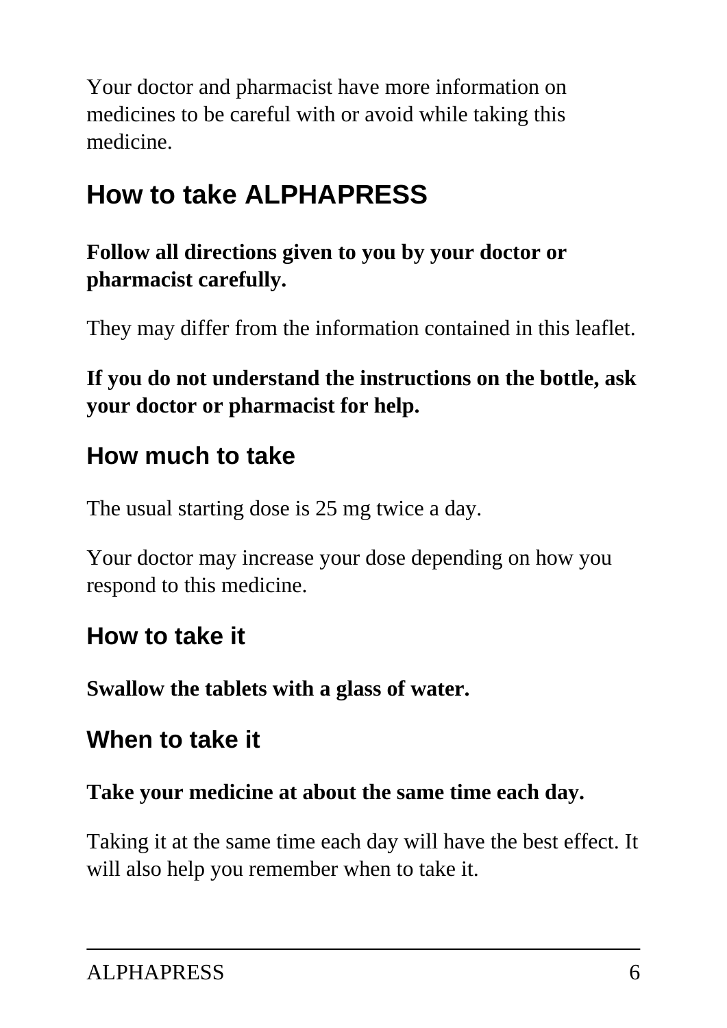Your doctor and pharmacist have more information on medicines to be careful with or avoid while taking this medicine.

# How to take ALPHAPRESS

**Follow all directions given to you by your doctor or pharmacist carefully.**

They may differ from the information contained in this leaflet.

**If you do not understand the instructions on the bottle, ask your doctor or pharmacist for help.**

## How much to take

The usual starting dose is 25 mg twice a day.

Your doctor may increase your dose depending on how you respond to this medicine.

## How to take it

**Swallow the tablets with a glass of water.**

## When to take it

**Take your medicine at about the same time each day.**

Taking it at the same time each day will have the best effect. It will also help you remember when to take it.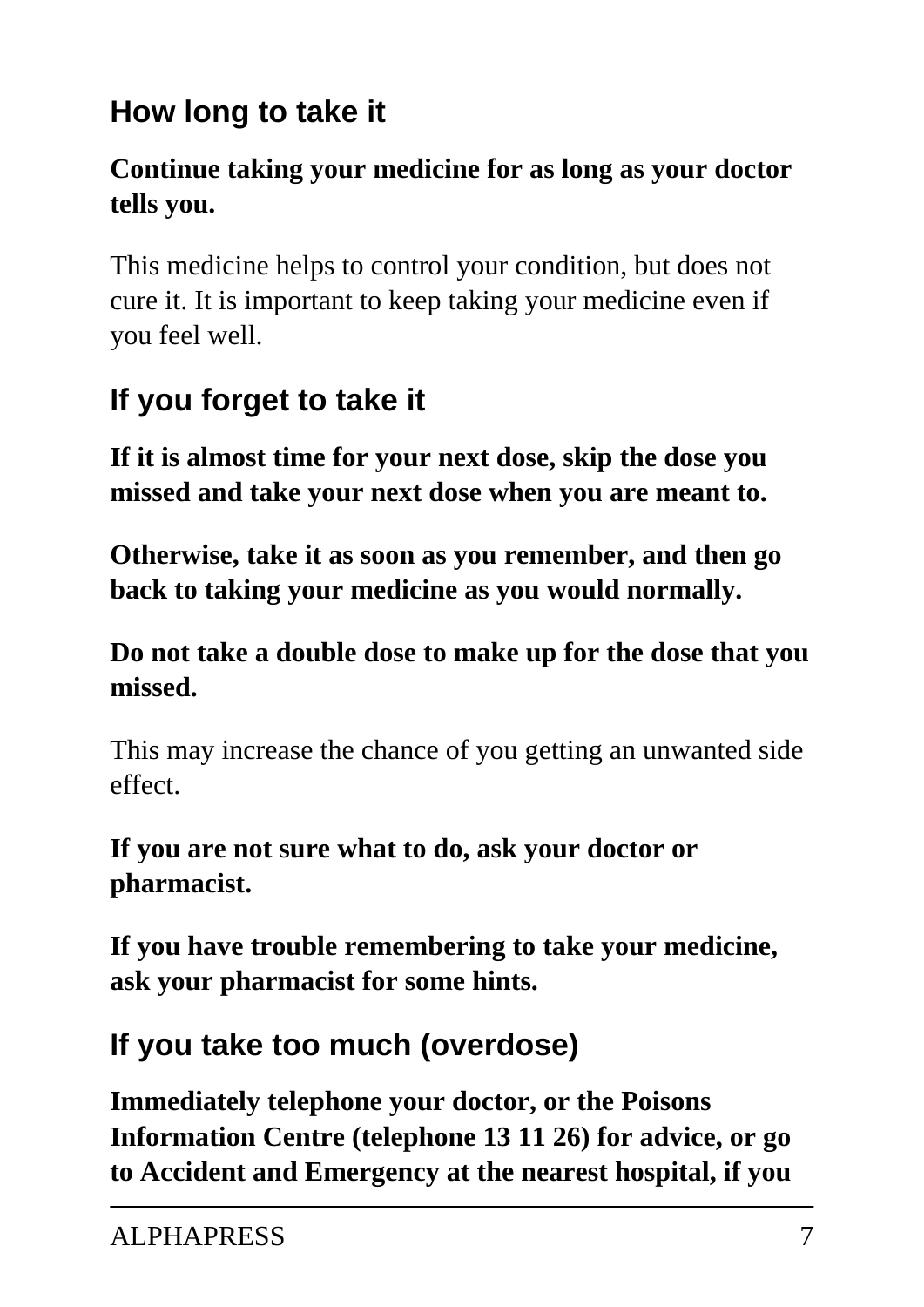## How long to take it

**Continue taking your medicine for as long as your doctor tells you.**

This medicine helps to control your condition, but does not cure it. It is important to keep taking your medicine even if you feel well.

## If you forget to take it

**If it is almost time for your next dose, skip the dose you missed and take your next dose when you are meant to.**

**Otherwise, take it as soon as you remember, and then go back to taking your medicine as you would normally.**

**Do not take a double dose to make up for the dose that you missed.**

This may increase the chance of you getting an unwanted side effect.

**If you are not sure what to do, ask your doctor or pharmacist.**

**If you have trouble remembering to take your medicine, ask your pharmacist for some hints.**

## If you take too much (overdose)

**Immediately telephone your doctor, or the Poisons Information Centre (telephone 13 11 26) for advice, or go to Accident and Emergency at the nearest hospital, if you**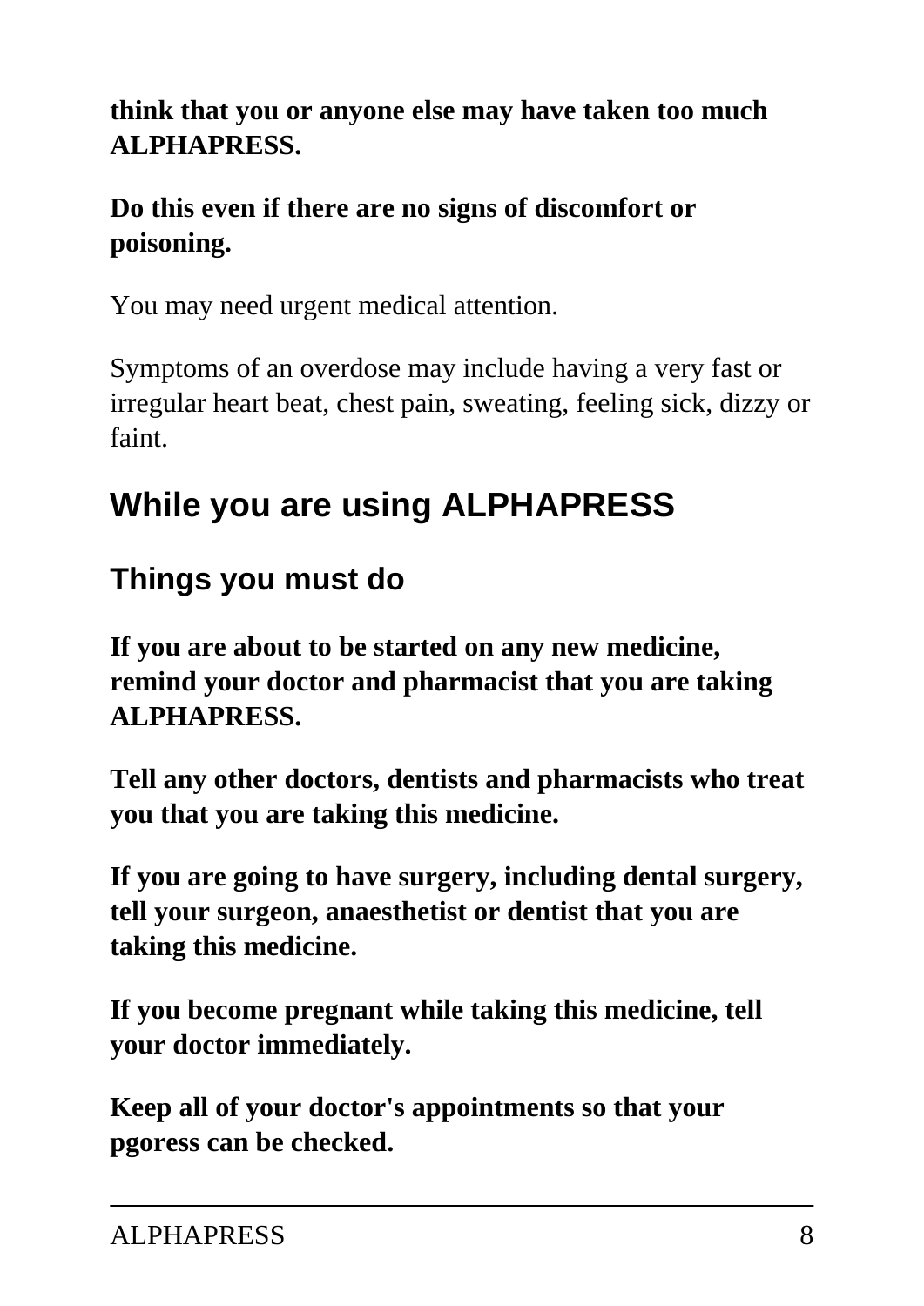**think that you or anyone else may have taken too much ALPHAPRESS.**

**Do this even if there are no signs of discomfort or poisoning.**

You may need urgent medical attention.

Symptoms of an overdose may include having a very fast or irregular heart beat, chest pain, sweating, feeling sick, dizzy or faint.

## While you are using ALPHAPRESS

### Things you must do

**If you are about to be started on any new medicine, remind your doctor and pharmacist that you are taking ALPHAPRESS.**

**Tell any other doctors, dentists and pharmacists who treat you that you are taking this medicine.**

**If you are going to have surgery, including dental surgery, tell your surgeon, anaesthetist or dentist that you are taking this medicine.**

**If you become pregnant while taking this medicine, tell your doctor immediately.**

**Keep all of your doctor's appointments so that your pgoress can be checked.**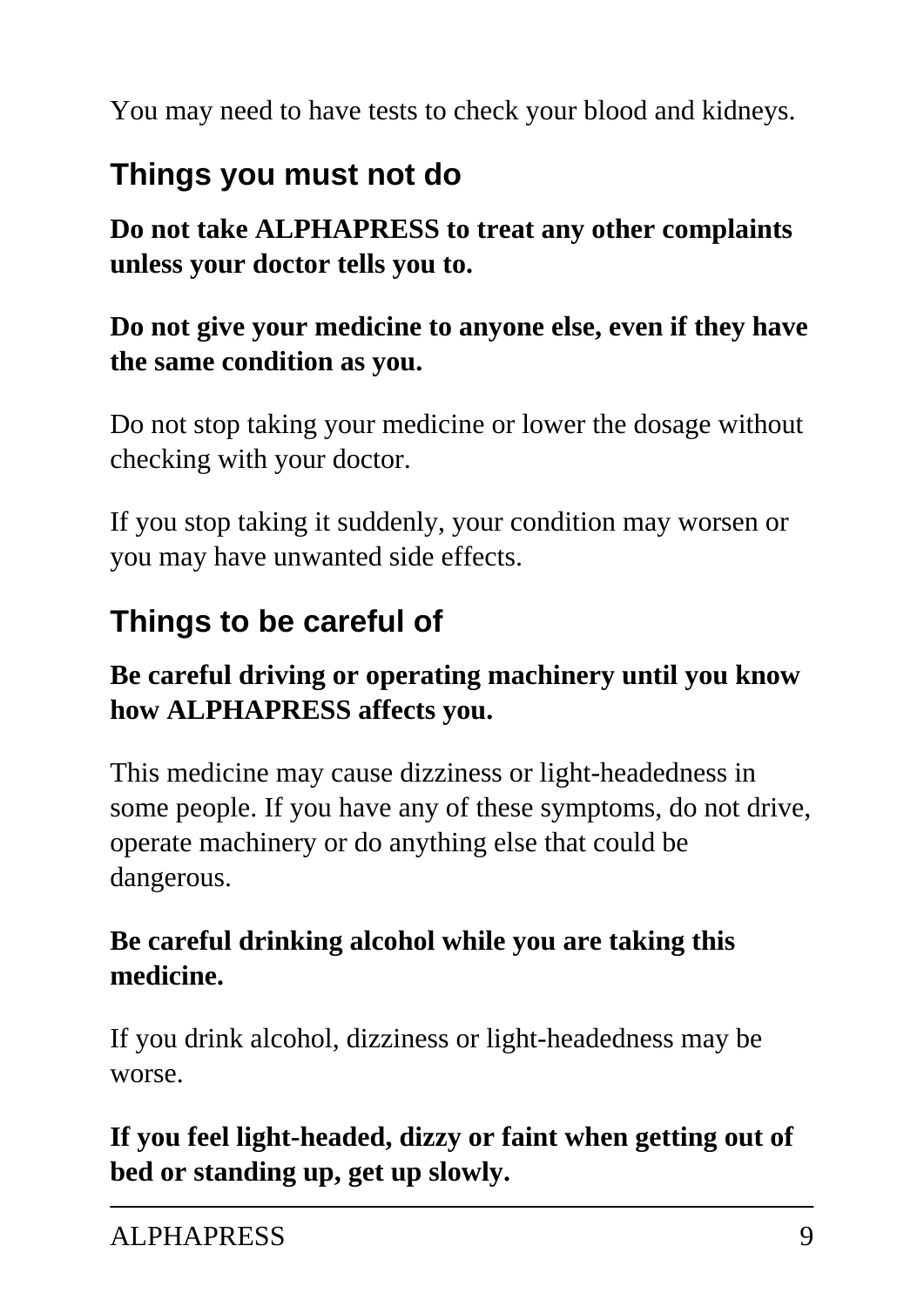You may need to have tests to check your blood and kidneys.

## Things you must not do

**Do not take ALPHAPRESS to treat any other complaints unless your doctor tells you to.**

**Do not give your medicine to anyone else, even if they have the same condition as you.**

Do not stop taking your medicine or lower the dosage without checking with your doctor.

If you stop taking it suddenly, your condition may worsen or you may have unwanted side effects.

## Things to be careful of

**Be careful driving or operating machinery until you know how ALPHAPRESS affects you.**

This medicine may cause dizziness or light-headedness in some people. If you have any of these symptoms, do not drive, operate machinery or do anything else that could be dangerous.

**Be careful drinking alcohol while you are taking this medicine.**

If you drink alcohol, dizziness or light-headedness may be worse.

**If you feel light-headed, dizzy or faint when getting out of bed or standing up, get up slowly.**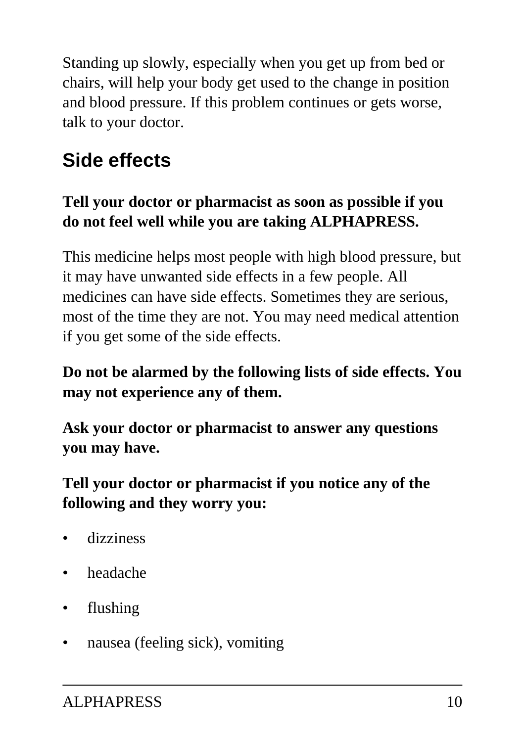Standing up slowly, especially when you get up from bed or chairs, will help your body get used to the change in position and blood pressure. If this problem continues or gets worse, talk to your doctor.

## Side effects

**Tell your doctor or pharmacist as soon as possible if you do not feel well while you are taking ALPHAPRESS.**

This medicine helps most people with high blood pressure, but it may have unwanted side effects in a few people. All medicines can have side effects. Sometimes they are serious, most of the time they are not. You may need medical attention if you get some of the side effects.

**Do not be alarmed by the following lists of side effects. You may not experience any of them.**

**Ask your doctor or pharmacist to answer any questions you may have.**

**Tell your doctor or pharmacist if you notice any of the following and they worry you:**

- dizziness
- headache
- flushing
- nausea (feeling sick), vomiting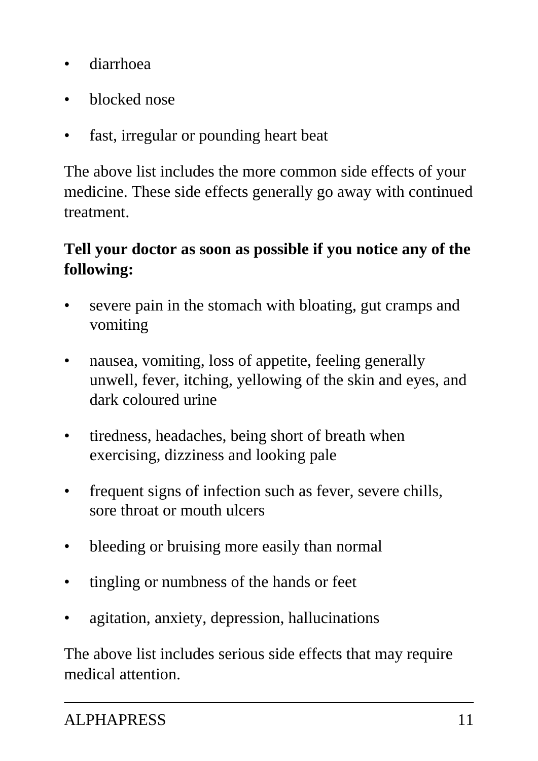- diarrhoea
- blocked nose
- fast, irregular or pounding heart beat

The above list includes the more common side effects of your medicine. These side effects generally go away with continued treatment.

**Tell your doctor as soon as possible if you notice any of the following:**

- severe pain in the stomach with bloating, gut cramps and vomiting
- nausea, vomiting, loss of appetite, feeling generally unwell, fever, itching, yellowing of the skin and eyes, and dark coloured urine
- tiredness, headaches, being short of breath when exercising, dizziness and looking pale
- frequent signs of infection such as fever, severe chills, sore throat or mouth ulcers
- bleeding or bruising more easily than normal
- tingling or numbness of the hands or feet
- agitation, anxiety, depression, hallucinations

The above list includes serious side effects that may require medical attention.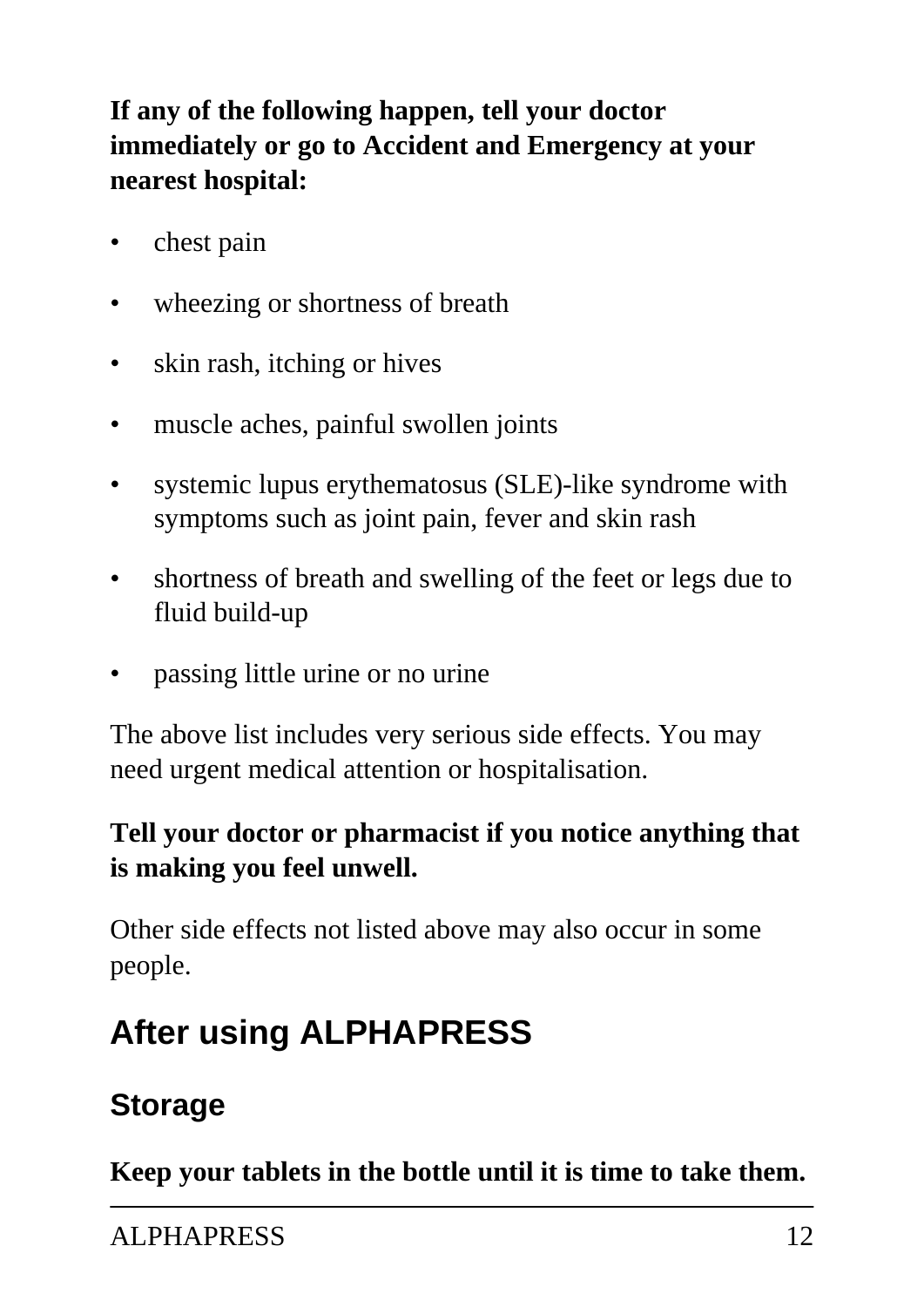**If any of the following happen, tell your doctor immediately or go to Accident and Emergency at your nearest hospital:**

- chest pain
- wheezing or shortness of breath
- skin rash, itching or hives
- muscle aches, painful swollen joints
- systemic lupus erythematosus (SLE)-like syndrome with symptoms such as joint pain, fever and skin rash
- shortness of breath and swelling of the feet or legs due to fluid build-up
- passing little urine or no urine

The above list includes very serious side effects. You may need urgent medical attention or hospitalisation.

**Tell your doctor or pharmacist if you notice anything that is making you feel unwell.**

Other side effects not listed above may also occur in some people.

## After using ALPHAPRESS

### Storage

**Keep your tablets in the bottle until it is time to take them.**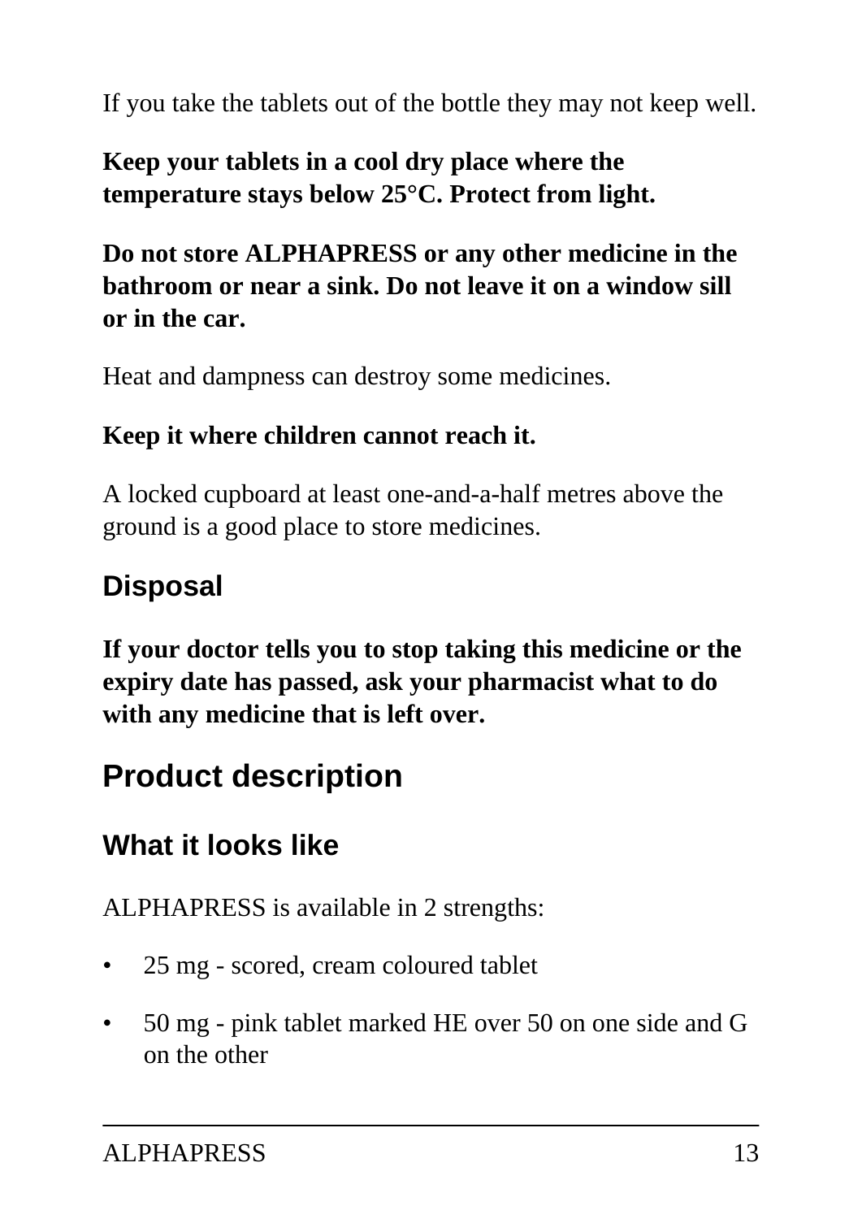If you take the tablets out of the bottle they may not keep well.

**Keep your tablets in a cool dry place where the temperature stays below 25°C. Protect from light.**

**Do not store ALPHAPRESS or any other medicine in the bathroom or near a sink. Do not leave it on a window sill or in the car.**

Heat and dampness can destroy some medicines.

**Keep it where children cannot reach it.**

A locked cupboard at least one-and-a-half metres above the ground is a good place to store medicines.

### Disposal

**If your doctor tells you to stop taking this medicine or the expiry date has passed, ask your pharmacist what to do with any medicine that is left over.**

## Product description

### What it looks like

ALPHAPRESS is available in 2 strengths:

- 25 mg - scored, cream coloured tablet
- 50 mg - pink tablet marked HE over 50 on one side and G on the other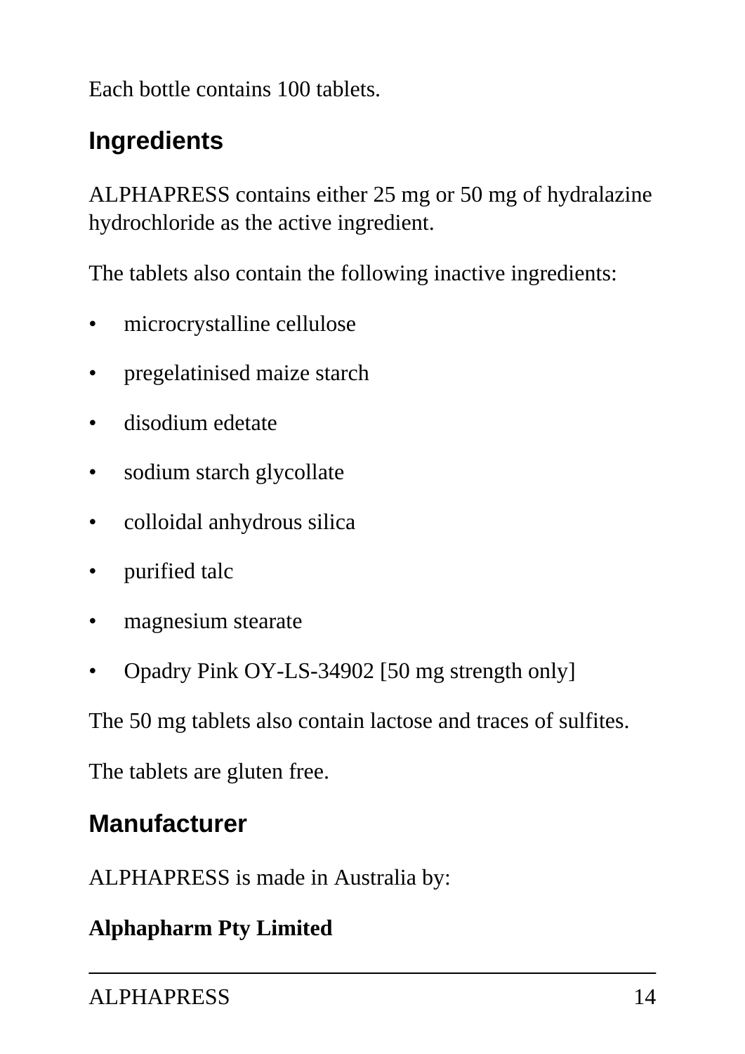Each bottle contains 100 tablets.

## Ingredients

ALPHAPRESS contains either 25 mg or 50 mg of hydralazine hydrochloride as the active ingredient.

The tablets also contain the following inactive ingredients:

- microcrystalline cellulose
- pregelatinised maize starch
- disodium edetate
- sodium starch glycollate
- colloidal anhydrous silica
- purified talc
- magnesium stearate
- Opadry Pink OY-LS-34902 [50 mg strength only]

The 50 mg tablets also contain lactose and traces of sulfites.

The tablets are gluten free.

## Manufacturer

ALPHAPRESS is made in Australia by:

**Alphapharm Pty Limited**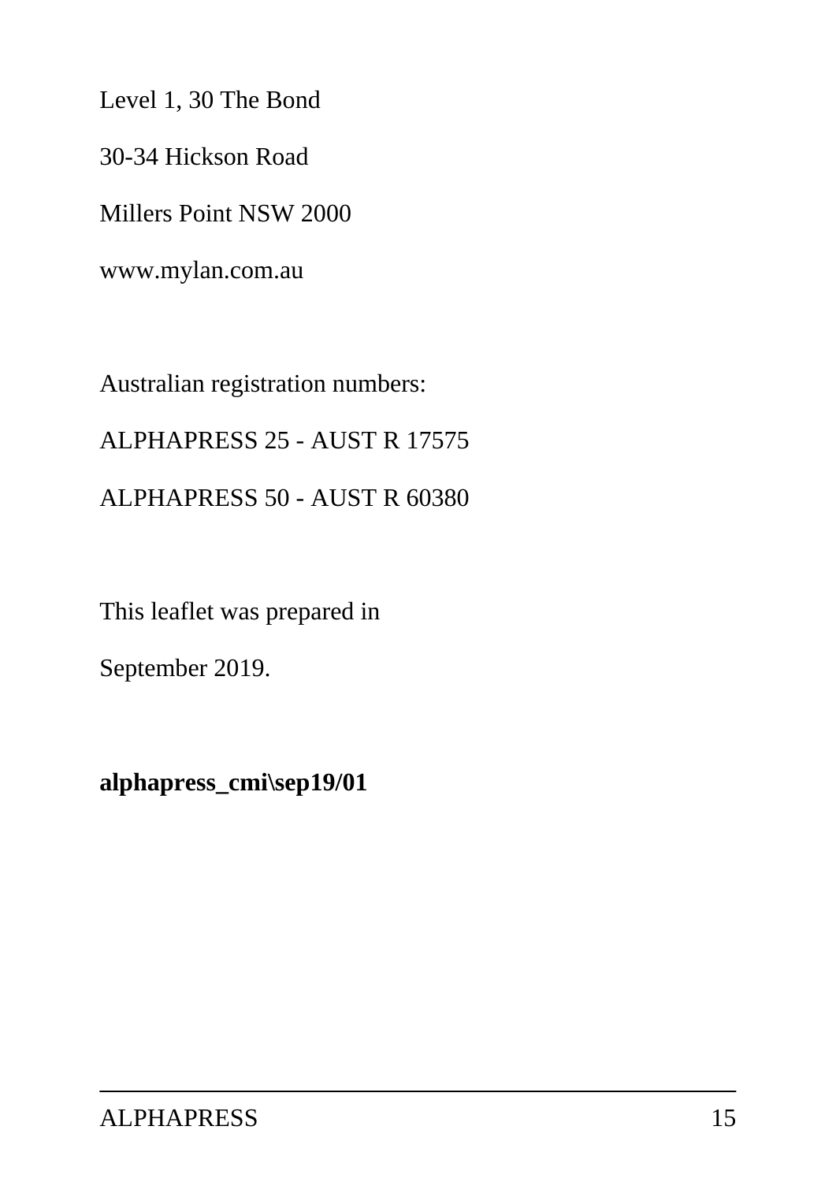Level 1, 30 The Bond

30-34 Hickson Road

Millers Point NSW 2000

www.mylan.com.au

Australian registration numbers:

ALPHAPRESS 25 - AUST R 17575

ALPHAPRESS 50 - AUST R 60380

This leaflet was prepared in

September 2019.

**alphapress_cmi\sep19/01**